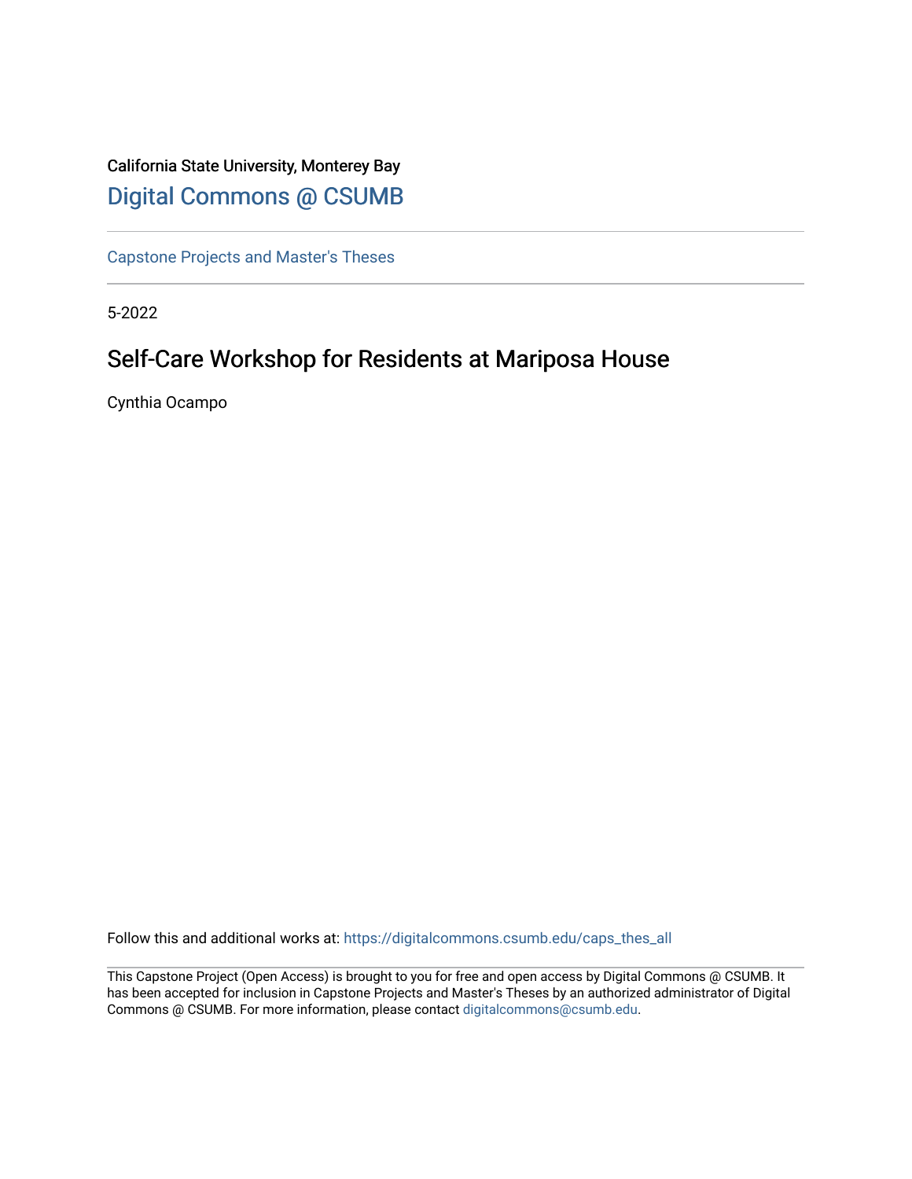California State University, Monterey Bay

# Digital Commons @ CSUMB

Capstone Projects and Master's Theses

5-2022

## Self-Care Workshop for Residents at Mariposa House

Cynthia Ocampo

Follow this and additional works at: https://digitalcommons.csumb.edu/caps_thes_all

This Capstone Project (Open Access) is brought to you for free and open access by Digital Commons @ CSUMB. It has been accepted for inclusion in Capstone Projects and Master's Theses by an authorized administrator of Digital Commons @ CSUMB. For more information, please contact digitalcommons@csumb.edu.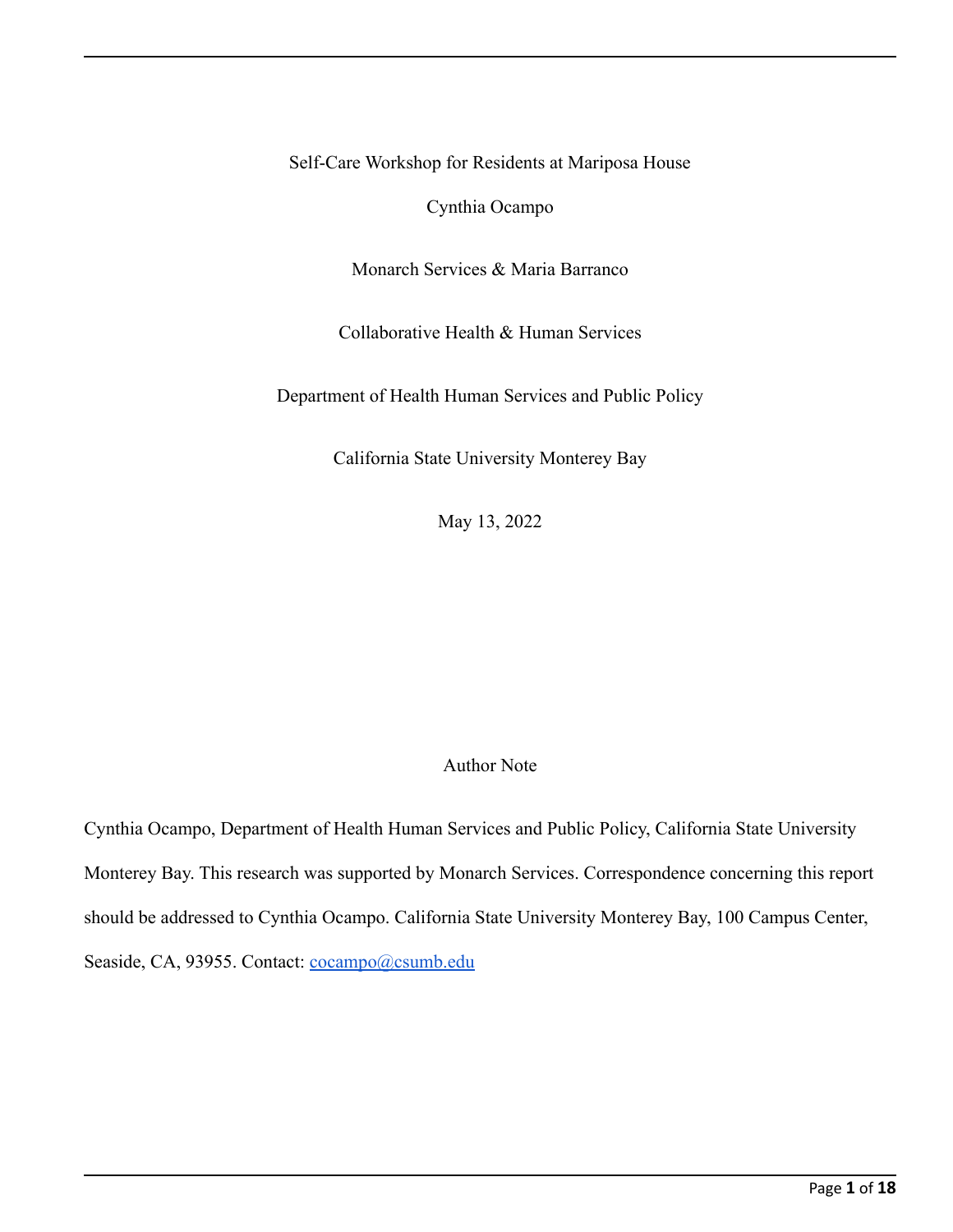Self-Care Workshop for Residents at Mariposa House

Cynthia Ocampo

Monarch Services & Maria Barranco

Collaborative Health & Human Services

Department of Health Human Services and Public Policy

California State University Monterey Bay

May 13, 2022

Author Note

Cynthia Ocampo, Department of Health Human Services and Public Policy, California State University Monterey Bay. This research was supported by Monarch Services. Correspondence concerning this report should be addressed to Cynthia Ocampo. California State University Monterey Bay, 100 Campus Center, Seaside, CA, 93955. Contact: cocampo@csumb.edu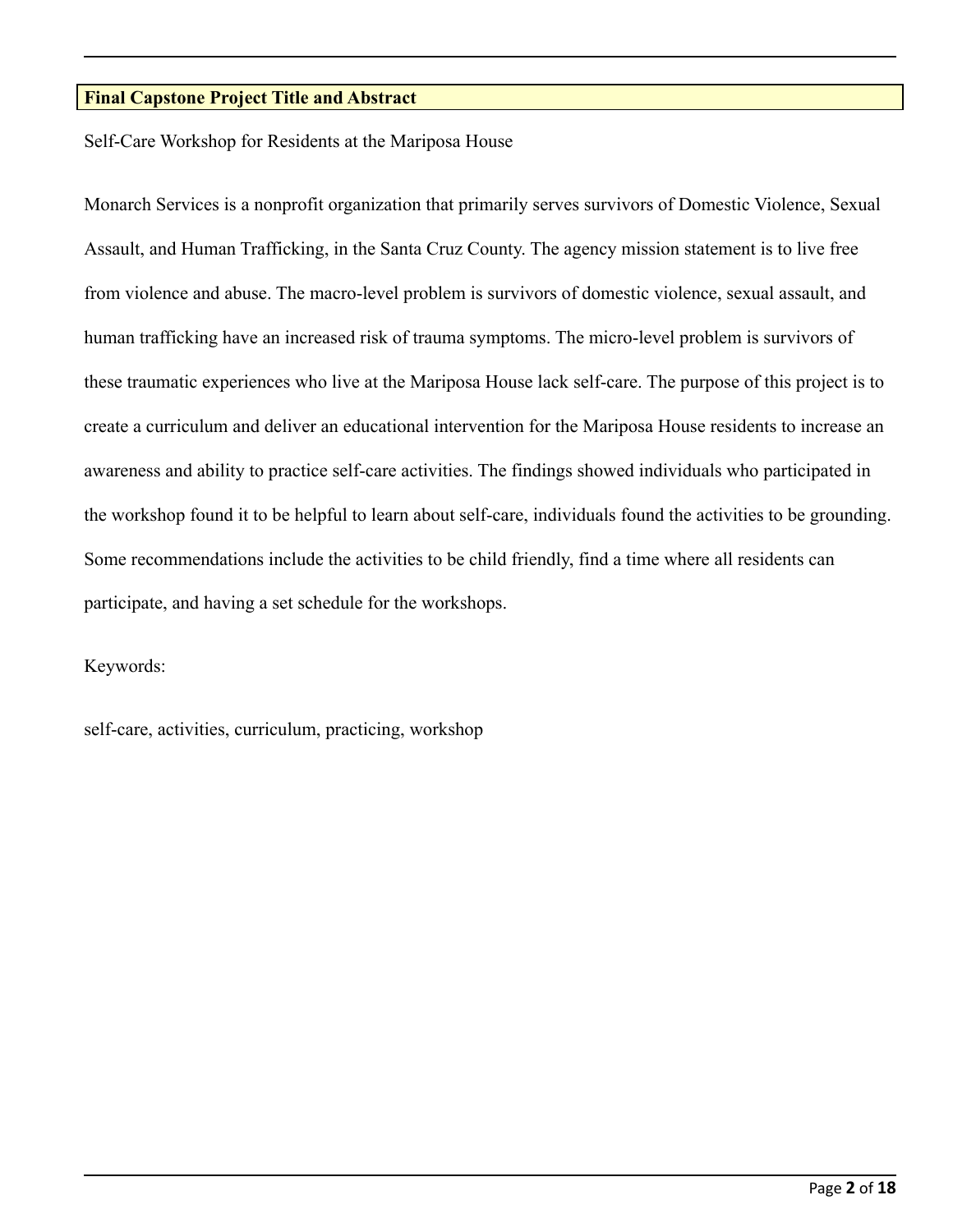## Final Capstone Project Title and Abstract

Self-Care Workshop for Residents at the Mariposa House

Monarch Services is a nonprofit organization that primarily serves survivors of Domestic Violence, Sexual Assault, and Human Trafficking, in the Santa Cruz County. The agency mission statement is to live free from violence and abuse. The macro-level problem is survivors of domestic violence, sexual assault, and human trafficking have an increased risk of trauma symptoms. The micro-level problem is survivors of these traumatic experiences who live at the Mariposa House lack self-care. The purpose of this project is to create a curriculum and deliver an educational intervention for the Mariposa House residents to increase an awareness and ability to practice self-care activities. The findings showed individuals who participated in the workshop found it to be helpful to learn about self-care, individuals found the activities to be grounding. Some recommendations include the activities to be child friendly, find a time where all residents can participate, and having a set schedule for the workshops.

Keywords:

self-care, activities, curriculum, practicing, workshop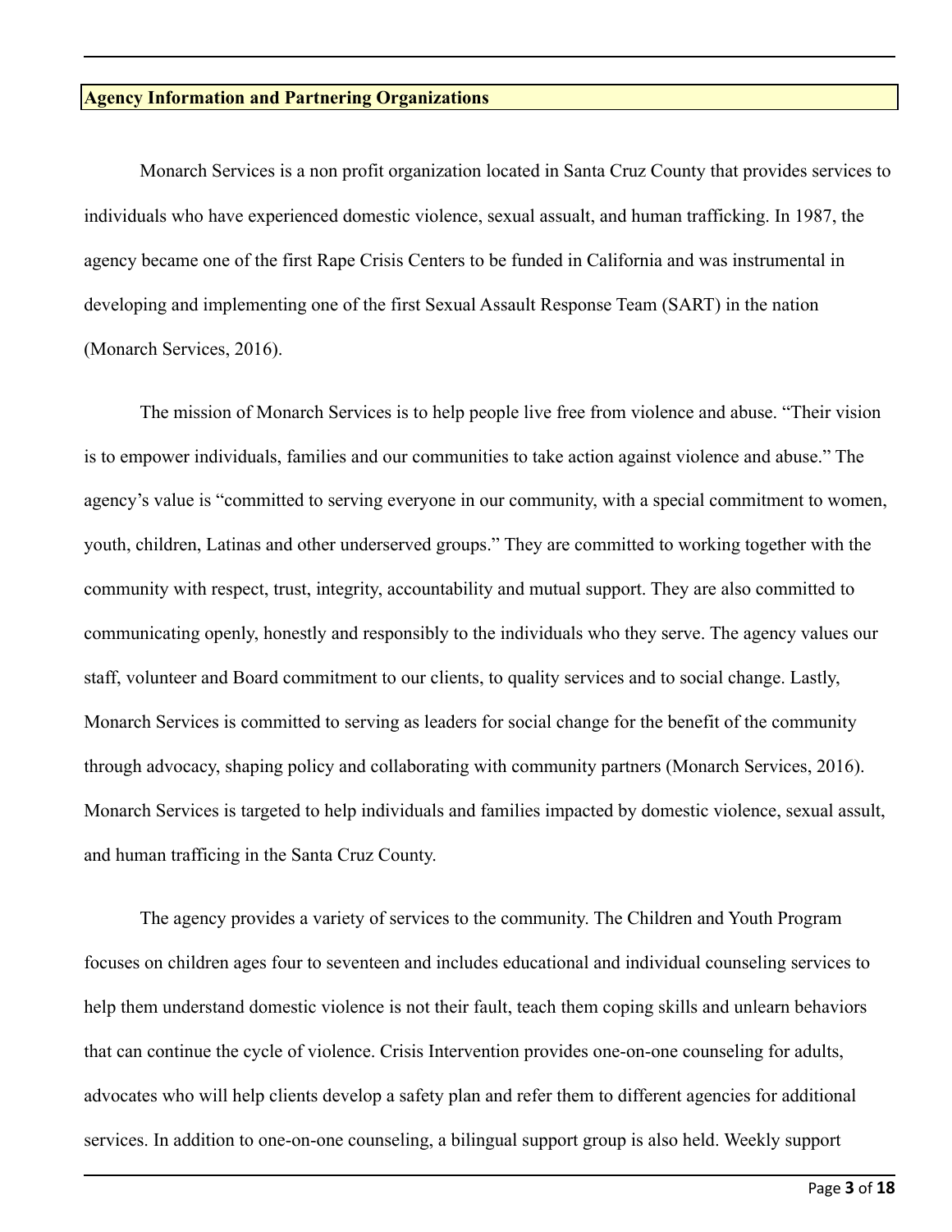## Agency Information and Partnering Organizations

Monarch Services is a non profit organization located in Santa Cruz County that provides services to individuals who have experienced domestic violence, sexual assualt, and human trafficking. In 1987, the agency became one of the first Rape Crisis Centers to be funded in California and was instrumental in developing and implementing one of the first Sexual Assault Response Team (SART) in the nation (Monarch Services, 2016).

The mission of Monarch Services is to help people live free from violence and abuse. "Their vision is to empower individuals, families and our communities to take action against violence and abuse." The agency's value is "committed to serving everyone in our community, with a special commitment to women, youth, children, Latinas and other underserved groups." They are committed to working together with the community with respect, trust, integrity, accountability and mutual support. They are also committed to communicating openly, honestly and responsibly to the individuals who they serve. The agency values our staff, volunteer and Board commitment to our clients, to quality services and to social change. Lastly, Monarch Services is committed to serving as leaders for social change for the benefit of the community through advocacy, shaping policy and collaborating with community partners (Monarch Services, 2016). Monarch Services is targeted to help individuals and families impacted by domestic violence, sexual assult, and human trafficing in the Santa Cruz County.

The agency provides a variety of services to the community. The Children and Youth Program focuses on children ages four to seventeen and includes educational and individual counseling services to help them understand domestic violence is not their fault, teach them coping skills and unlearn behaviors that can continue the cycle of violence. Crisis Intervention provides one-on-one counseling for adults, advocates who will help clients develop a safety plan and refer them to different agencies for additional services. In addition to one-on-one counseling, a bilingual support group is also held. Weekly support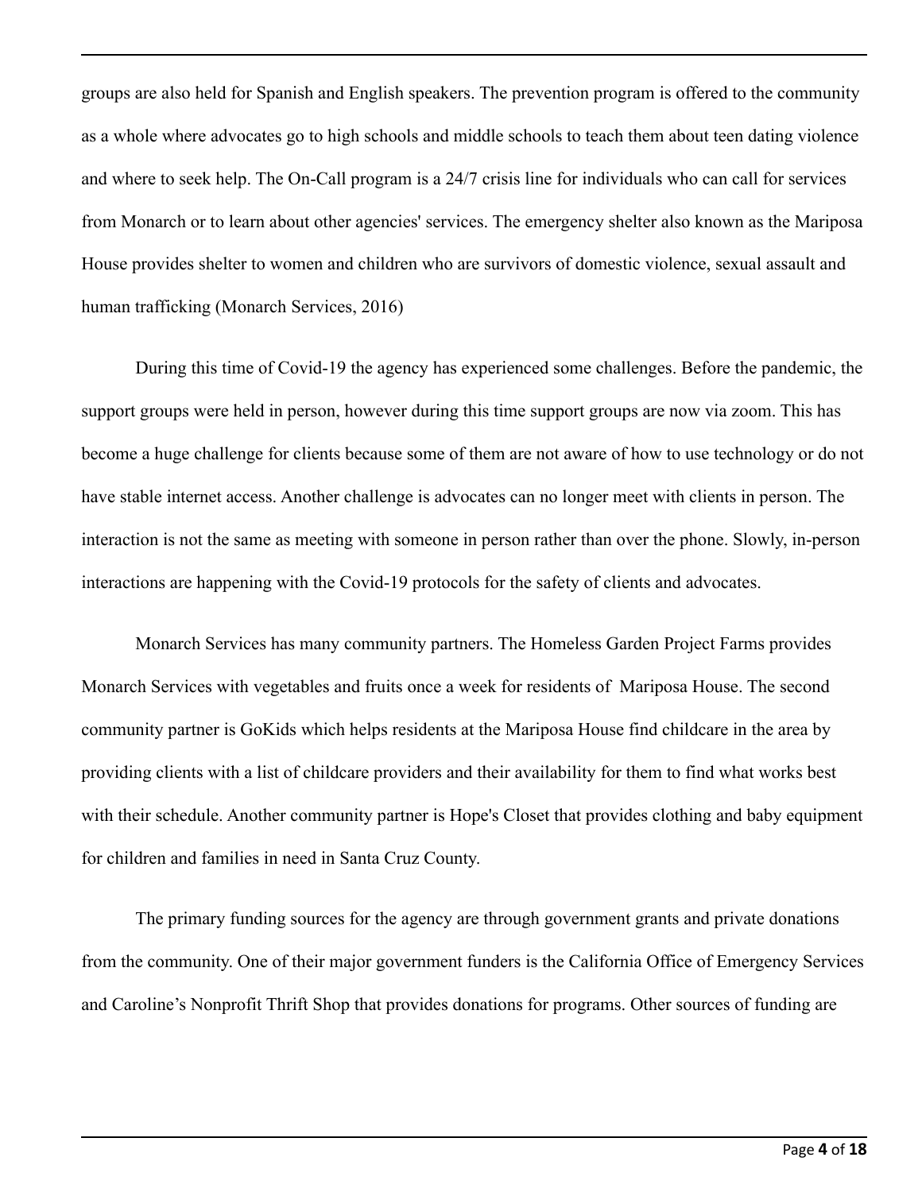groups are also held for Spanish and English speakers. The prevention program is offered to the community as a whole where advocates go to high schools and middle schools to teach them about teen dating violence and where to seek help. The On-Call program is a 24/7 crisis line for individuals who can call for services from Monarch or to learn about other agencies' services. The emergency shelter also known as the Mariposa House provides shelter to women and children who are survivors of domestic violence, sexual assault and human trafficking (Monarch Services, 2016)

During this time of Covid-19 the agency has experienced some challenges. Before the pandemic, the support groups were held in person, however during this time support groups are now via zoom. This has become a huge challenge for clients because some of them are not aware of how to use technology or do not have stable internet access. Another challenge is advocates can no longer meet with clients in person. The interaction is not the same as meeting with someone in person rather than over the phone. Slowly, in-person interactions are happening with the Covid-19 protocols for the safety of clients and advocates.

Monarch Services has many community partners. The Homeless Garden Project Farms provides Monarch Services with vegetables and fruits once a week for residents of  Mariposa House. The second community partner is GoKids which helps residents at the Mariposa House find childcare in the area by providing clients with a list of childcare providers and their availability for them to find what works best with their schedule. Another community partner is Hope's Closet that provides clothing and baby equipment for children and families in need in Santa Cruz County.

The primary funding sources for the agency are through government grants and private donations from the community. One of their major government funders is the California Office of Emergency Services and Caroline's Nonprofit Thrift Shop that provides donations for programs. Other sources of funding are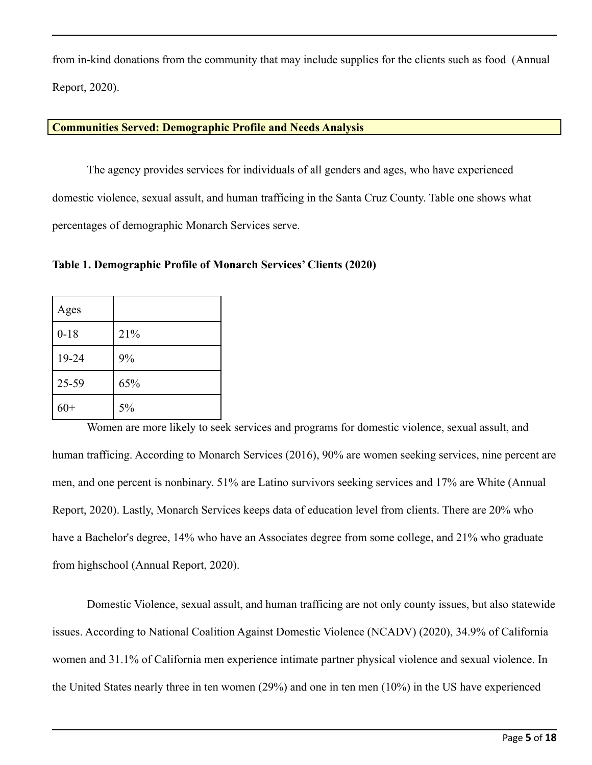from in-kind donations from the community that may include supplies for the clients such as food (Annual Report, 2020).

## Communities Served: Demographic Profile and Needs Analysis

The agency provides services for individuals of all genders and ages, who have experienced domestic violence, sexual assult, and human trafficing in the Santa Cruz County. Table one shows what percentages of demographic Monarch Services serve.

**Table 1. Demographic Profile of Monarch Services' Clients (2020)**

| Ages | |
|---|---|
| 0-18 | 21% |
| 19-24 | 9% |
| 25-59 | 65% |
| 60+ | 5% |

Women are more likely to seek services and programs for domestic violence, sexual assult, and human trafficing. According to Monarch Services (2016), 90% are women seeking services, nine percent are men, and one percent is nonbinary. 51% are Latino survivors seeking services and 17% are White (Annual Report, 2020). Lastly, Monarch Services keeps data of education level from clients. There are 20% who have a Bachelor's degree, 14% who have an Associates degree from some college, and 21% who graduate from highschool (Annual Report, 2020).

Domestic Violence, sexual assult, and human trafficing are not only county issues, but also statewide issues. According to National Coalition Against Domestic Violence (NCADV) (2020), 34.9% of California women and 31.1% of California men experience intimate partner physical violence and sexual violence. In the United States nearly three in ten women (29%) and one in ten men (10%) in the US have experienced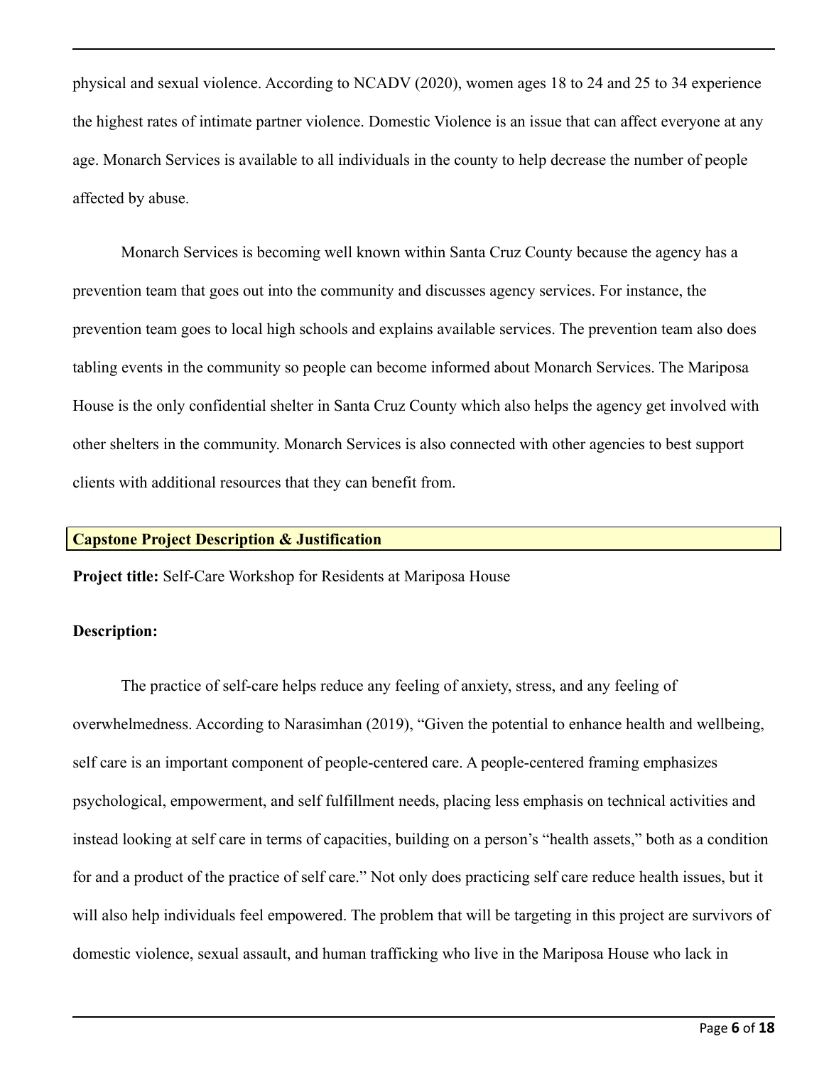physical and sexual violence. According to NCADV (2020), women ages 18 to 24 and 25 to 34 experience the highest rates of intimate partner violence. Domestic Violence is an issue that can affect everyone at any age. Monarch Services is available to all individuals in the county to help decrease the number of people affected by abuse.

Monarch Services is becoming well known within Santa Cruz County because the agency has a prevention team that goes out into the community and discusses agency services. For instance, the prevention team goes to local high schools and explains available services. The prevention team also does tabling events in the community so people can become informed about Monarch Services. The Mariposa House is the only confidential shelter in Santa Cruz County which also helps the agency get involved with other shelters in the community. Monarch Services is also connected with other agencies to best support clients with additional resources that they can benefit from.

## Capstone Project Description & Justification

**Project title:** Self-Care Workshop for Residents at Mariposa House

**Description:**

The practice of self-care helps reduce any feeling of anxiety, stress, and any feeling of overwhelmedness. According to Narasimhan (2019), "Given the potential to enhance health and wellbeing, self care is an important component of people-centered care. A people-centered framing emphasizes psychological, empowerment, and self fulfillment needs, placing less emphasis on technical activities and instead looking at self care in terms of capacities, building on a person's "health assets," both as a condition for and a product of the practice of self care." Not only does practicing self care reduce health issues, but it will also help individuals feel empowered. The problem that will be targeting in this project are survivors of domestic violence, sexual assault, and human trafficking who live in the Mariposa House who lack in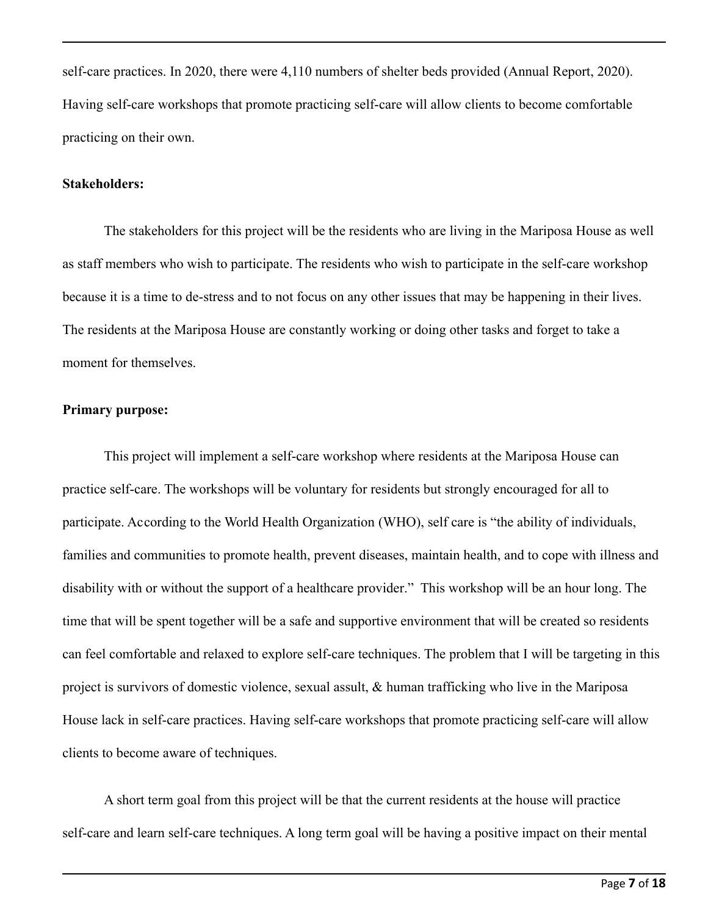self-care practices. In 2020, there were 4,110 numbers of shelter beds provided (Annual Report, 2020). Having self-care workshops that promote practicing self-care will allow clients to become comfortable practicing on their own.

**Stakeholders:**

The stakeholders for this project will be the residents who are living in the Mariposa House as well as staff members who wish to participate. The residents who wish to participate in the self-care workshop because it is a time to de-stress and to not focus on any other issues that may be happening in their lives. The residents at the Mariposa House are constantly working or doing other tasks and forget to take a moment for themselves.

**Primary purpose:**

This project will implement a self-care workshop where residents at the Mariposa House can practice self-care. The workshops will be voluntary for residents but strongly encouraged for all to participate. According to the World Health Organization (WHO), self care is "the ability of individuals, families and communities to promote health, prevent diseases, maintain health, and to cope with illness and disability with or without the support of a healthcare provider." This workshop will be an hour long. The time that will be spent together will be a safe and supportive environment that will be created so residents can feel comfortable and relaxed to explore self-care techniques. The problem that I will be targeting in this project is survivors of domestic violence, sexual assult, & human trafficking who live in the Mariposa House lack in self-care practices. Having self-care workshops that promote practicing self-care will allow clients to become aware of techniques.

A short term goal from this project will be that the current residents at the house will practice self-care and learn self-care techniques. A long term goal will be having a positive impact on their mental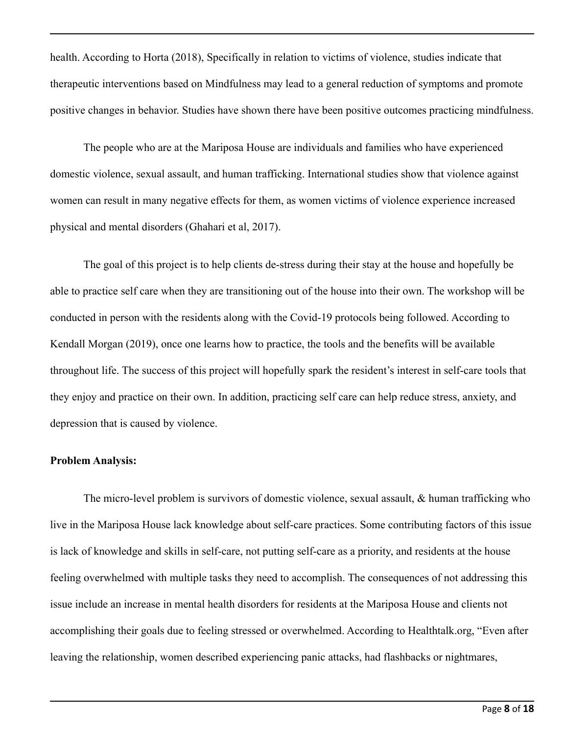health. According to Horta (2018), Specifically in relation to victims of violence, studies indicate that therapeutic interventions based on Mindfulness may lead to a general reduction of symptoms and promote positive changes in behavior. Studies have shown there have been positive outcomes practicing mindfulness.

The people who are at the Mariposa House are individuals and families who have experienced domestic violence, sexual assault, and human trafficking. International studies show that violence against women can result in many negative effects for them, as women victims of violence experience increased physical and mental disorders (Ghahari et al, 2017).

The goal of this project is to help clients de-stress during their stay at the house and hopefully be able to practice self care when they are transitioning out of the house into their own. The workshop will be conducted in person with the residents along with the Covid-19 protocols being followed. According to Kendall Morgan (2019), once one learns how to practice, the tools and the benefits will be available throughout life. The success of this project will hopefully spark the resident's interest in self-care tools that they enjoy and practice on their own. In addition, practicing self care can help reduce stress, anxiety, and depression that is caused by violence.

**Problem Analysis:**

The micro-level problem is survivors of domestic violence, sexual assault, & human trafficking who live in the Mariposa House lack knowledge about self-care practices. Some contributing factors of this issue is lack of knowledge and skills in self-care, not putting self-care as a priority, and residents at the house feeling overwhelmed with multiple tasks they need to accomplish. The consequences of not addressing this issue include an increase in mental health disorders for residents at the Mariposa House and clients not accomplishing their goals due to feeling stressed or overwhelmed. According to Healthtalk.org, "Even after leaving the relationship, women described experiencing panic attacks, had flashbacks or nightmares,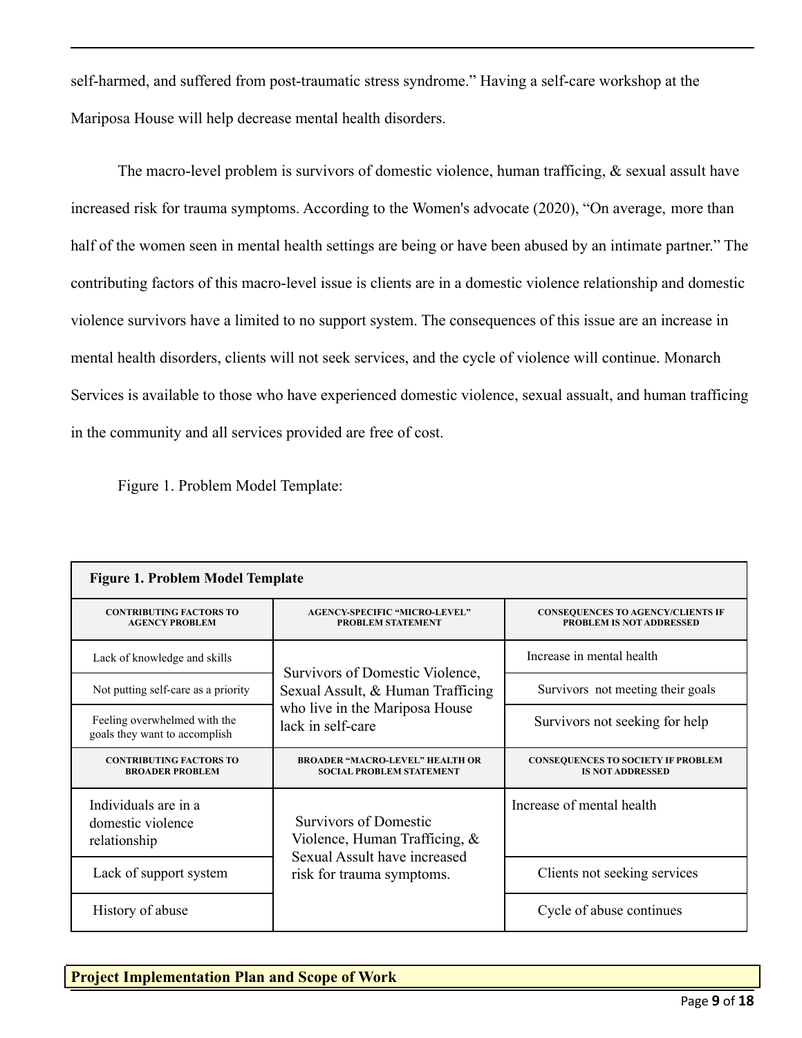self-harmed, and suffered from post-traumatic stress syndrome." Having a self-care workshop at the Mariposa House will help decrease mental health disorders.

The macro-level problem is survivors of domestic violence, human trafficing, & sexual assult have increased risk for trauma symptoms. According to the Women's advocate (2020), "On average, more than half of the women seen in mental health settings are being or have been abused by an intimate partner." The contributing factors of this macro-level issue is clients are in a domestic violence relationship and domestic violence survivors have a limited to no support system. The consequences of this issue are an increase in mental health disorders, clients will not seek services, and the cycle of violence will continue. Monarch Services is available to those who have experienced domestic violence, sexual assualt, and human trafficing in the community and all services provided are free of cost.

Figure 1. Problem Model Template:

| **Figure 1. Problem Model Template** | | |
|---|---|---|
| **CONTRIBUTING FACTORS TO AGENCY PROBLEM** | **AGENCY-SPECIFIC "MICRO-LEVEL" PROBLEM STATEMENT** | **CONSEQUENCES TO AGENCY/CLIENTS IF PROBLEM IS NOT ADDRESSED** |
| Lack of knowledge and skills | Survivors of Domestic Violence, Sexual Assult, & Human Trafficing who live in the Mariposa House lack in self-care | Increase in mental health |
| Not putting self-care as a priority | | Survivors not meeting their goals |
| Feeling overwhelmed with the goals they want to accomplish | | Survivors not seeking for help |
| **CONTRIBUTING FACTORS TO BROADER PROBLEM** | **BROADER "MACRO-LEVEL" HEALTH OR SOCIAL PROBLEM STATEMENT** | **CONSEQUENCES TO SOCIETY IF PROBLEM IS NOT ADDRESSED** |
| Individuals are in a domestic violence relationship | Survivors of Domestic Violence, Human Trafficing, & Sexual Assult have increased risk for trauma symptoms. | Increase of mental health |
| Lack of support system | | Clients not seeking services |
| History of abuse | | Cycle of abuse continues |

**Project Implementation Plan and Scope of Work**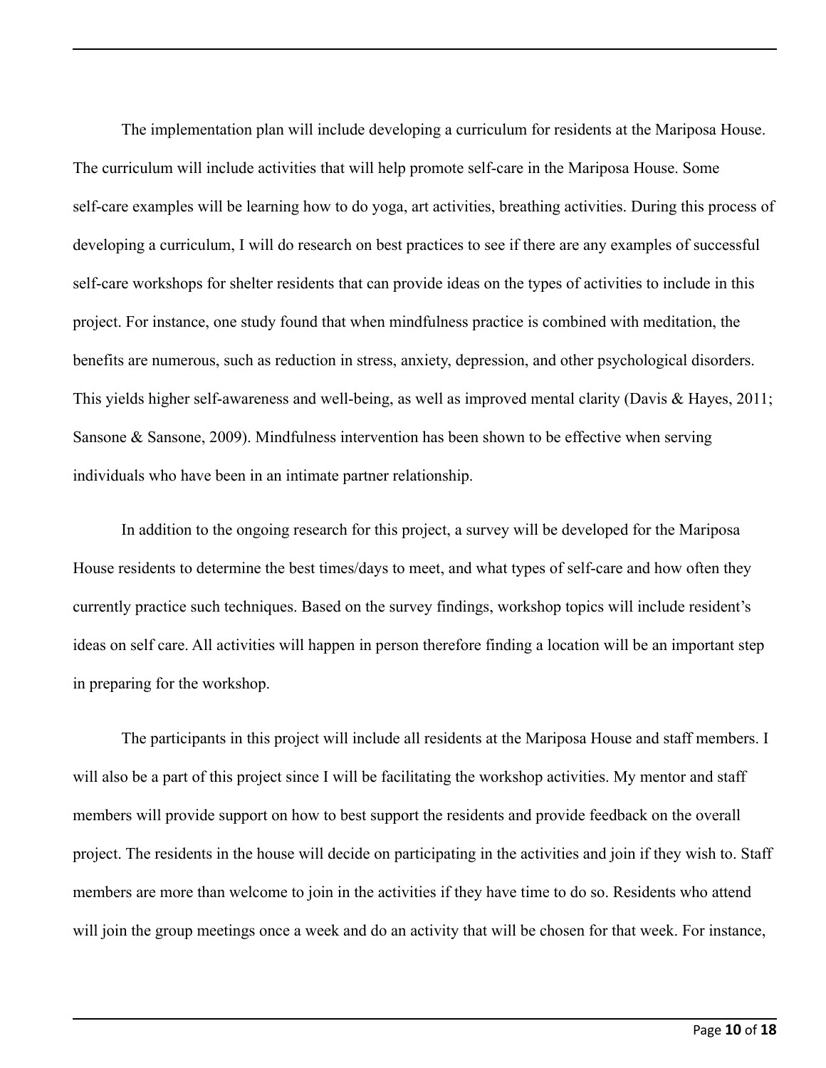The implementation plan will include developing a curriculum for residents at the Mariposa House. The curriculum will include activities that will help promote self-care in the Mariposa House. Some self-care examples will be learning how to do yoga, art activities, breathing activities. During this process of developing a curriculum, I will do research on best practices to see if there are any examples of successful self-care workshops for shelter residents that can provide ideas on the types of activities to include in this project. For instance, one study found that when mindfulness practice is combined with meditation, the benefits are numerous, such as reduction in stress, anxiety, depression, and other psychological disorders. This yields higher self-awareness and well-being, as well as improved mental clarity (Davis & Hayes, 2011; Sansone & Sansone, 2009). Mindfulness intervention has been shown to be effective when serving individuals who have been in an intimate partner relationship.

In addition to the ongoing research for this project, a survey will be developed for the Mariposa House residents to determine the best times/days to meet, and what types of self-care and how often they currently practice such techniques. Based on the survey findings, workshop topics will include resident's ideas on self care. All activities will happen in person therefore finding a location will be an important step in preparing for the workshop.

The participants in this project will include all residents at the Mariposa House and staff members. I will also be a part of this project since I will be facilitating the workshop activities. My mentor and staff members will provide support on how to best support the residents and provide feedback on the overall project. The residents in the house will decide on participating in the activities and join if they wish to. Staff members are more than welcome to join in the activities if they have time to do so. Residents who attend will join the group meetings once a week and do an activity that will be chosen for that week. For instance,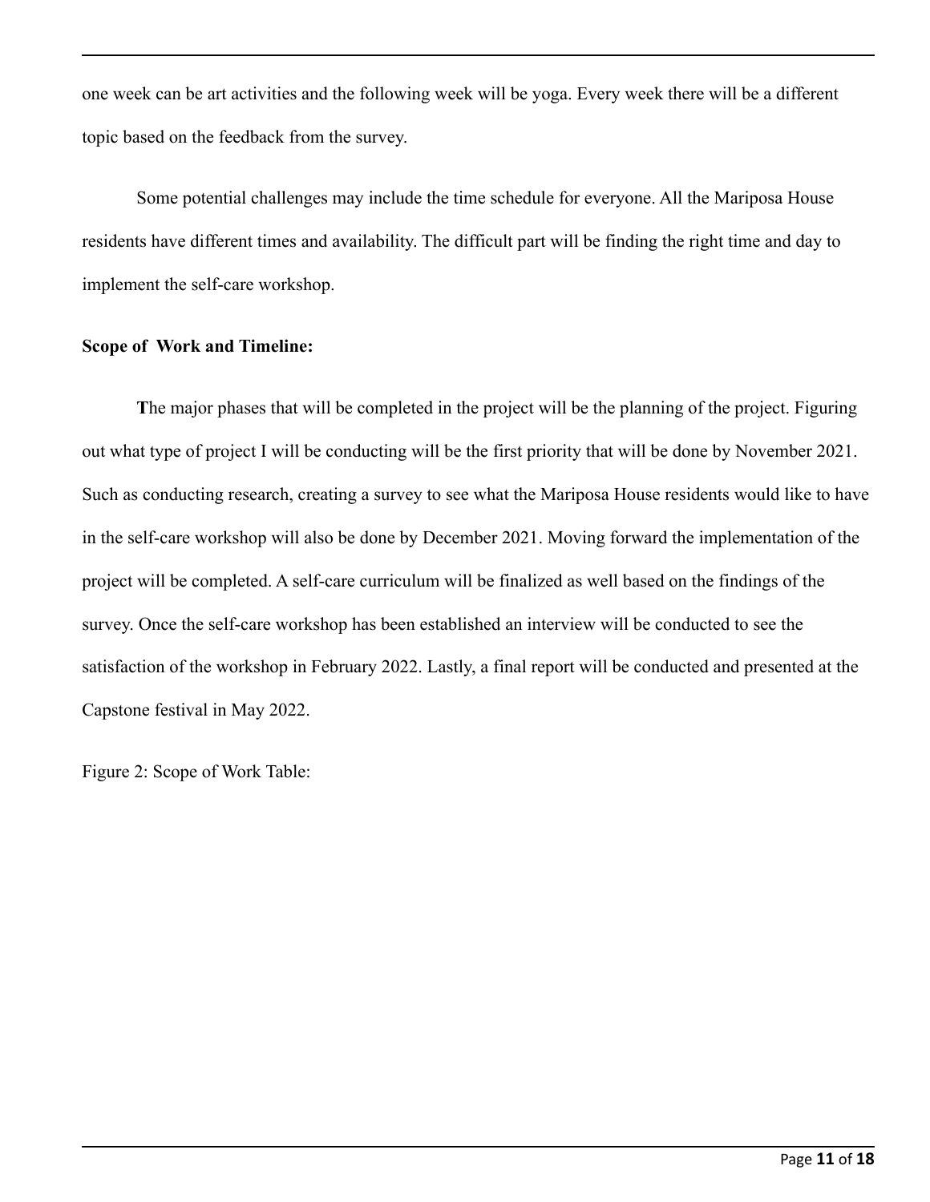one week can be art activities and the following week will be yoga. Every week there will be a different topic based on the feedback from the survey.

Some potential challenges may include the time schedule for everyone. All the Mariposa House residents have different times and availability. The difficult part will be finding the right time and day to implement the self-care workshop.

**Scope of Work and Timeline:**

**T**he major phases that will be completed in the project will be the planning of the project. Figuring out what type of project I will be conducting will be the first priority that will be done by November 2021. Such as conducting research, creating a survey to see what the Mariposa House residents would like to have in the self-care workshop will also be done by December 2021. Moving forward the implementation of the project will be completed. A self-care curriculum will be finalized as well based on the findings of the survey. Once the self-care workshop has been established an interview will be conducted to see the satisfaction of the workshop in February 2022. Lastly, a final report will be conducted and presented at the Capstone festival in May 2022.

Figure 2: Scope of Work Table: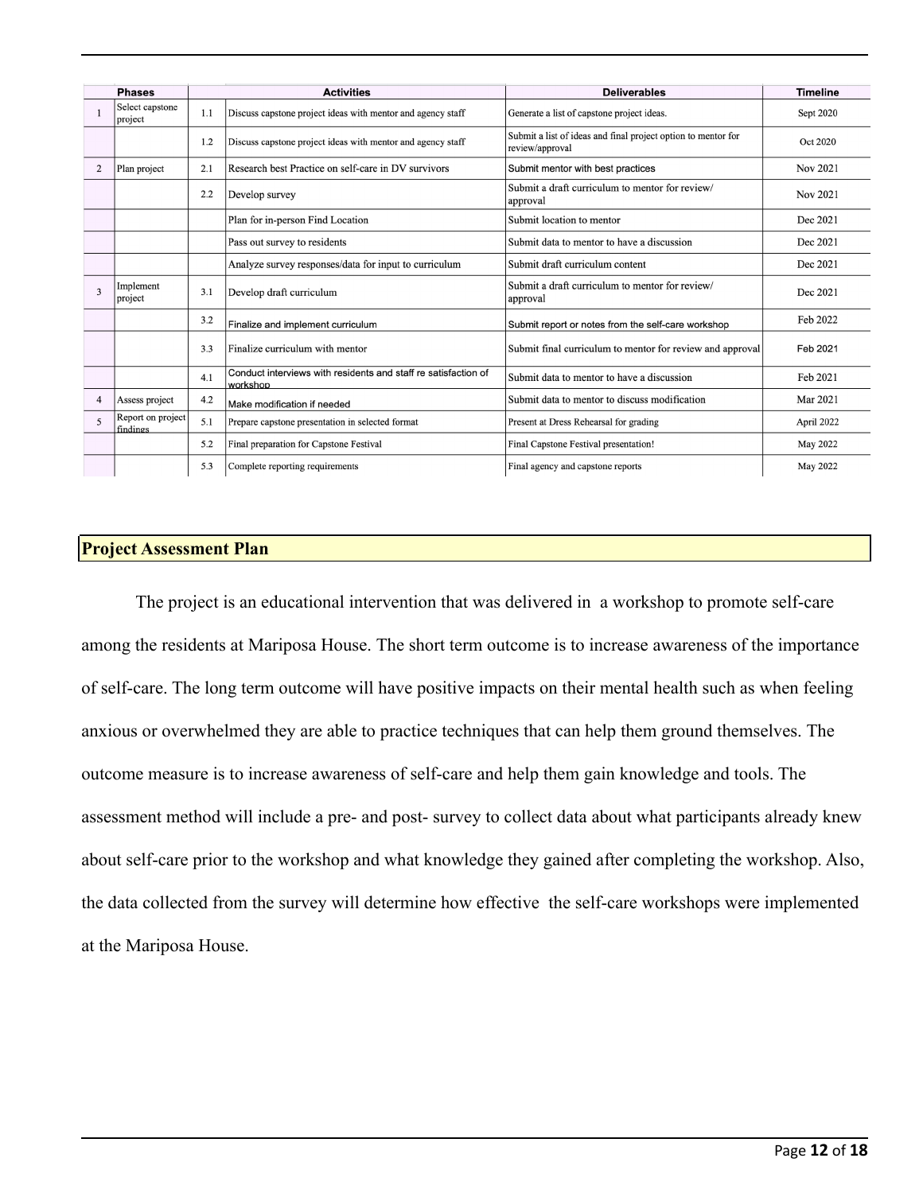| | Phases | | Activities | Deliverables | Timeline |
|---|---|---|---|---|---|
| 1 | Select capstone project | 1.1 | Discuss capstone project ideas with mentor and agency staff | Generate a list of capstone project ideas. | Sept 2020 |
| | | 1.2 | Discuss capstone project ideas with mentor and agency staff | Submit a list of ideas and final project option to mentor for review/approval | Oct 2020 |
| 2 | Plan project | 2.1 | Research best Practice on self-care in DV survivors | Submit mentor with best practices | Nov 2021 |
| | | 2.2 | Develop survey | Submit a draft curriculum to mentor for review/ approval | Nov 2021 |
| | | | Plan for in-person Find Location | Submit location to mentor | Dec 2021 |
| | | | Pass out survey to residents | Submit data to mentor to have a discussion | Dec 2021 |
| | | | Analyze survey responses/data for input to curriculum | Submit draft curriculum content | Dec 2021 |
| 3 | Implement project | 3.1 | Develop draft curriculum | Submit a draft curriculum to mentor for review/ approval | Dec 2021 |
| | | 3.2 | Finalize and implement curriculum | Submit report or notes from the self-care workshop | Feb 2022 |
| | | 3.3 | Finalize curriculum with mentor | Submit final curriculum to mentor for review and approval | Feb 2021 |
| | | 4.1 | Conduct interviews with residents and staff re satisfaction of workshop | Submit data to mentor to have a discussion | Feb 2021 |
| 4 | Assess project | 4.2 | Make modification if needed | Submit data to mentor to discuss modification | Mar 2021 |
| 5 | Report on project findings | 5.1 | Prepare capstone presentation in selected format | Present at Dress Rehearsal for grading | April 2022 |
| | | 5.2 | Final preparation for Capstone Festival | Final Capstone Festival presentation! | May 2022 |
| | | 5.3 | Complete reporting requirements | Final agency and capstone reports | May 2022 |

## Project Assessment Plan

The project is an educational intervention that was delivered in a workshop to promote self-care among the residents at Mariposa House. The short term outcome is to increase awareness of the importance of self-care. The long term outcome will have positive impacts on their mental health such as when feeling anxious or overwhelmed they are able to practice techniques that can help them ground themselves. The outcome measure is to increase awareness of self-care and help them gain knowledge and tools. The assessment method will include a pre- and post- survey to collect data about what participants already knew about self-care prior to the workshop and what knowledge they gained after completing the workshop. Also, the data collected from the survey will determine how effective the self-care workshops were implemented at the Mariposa House.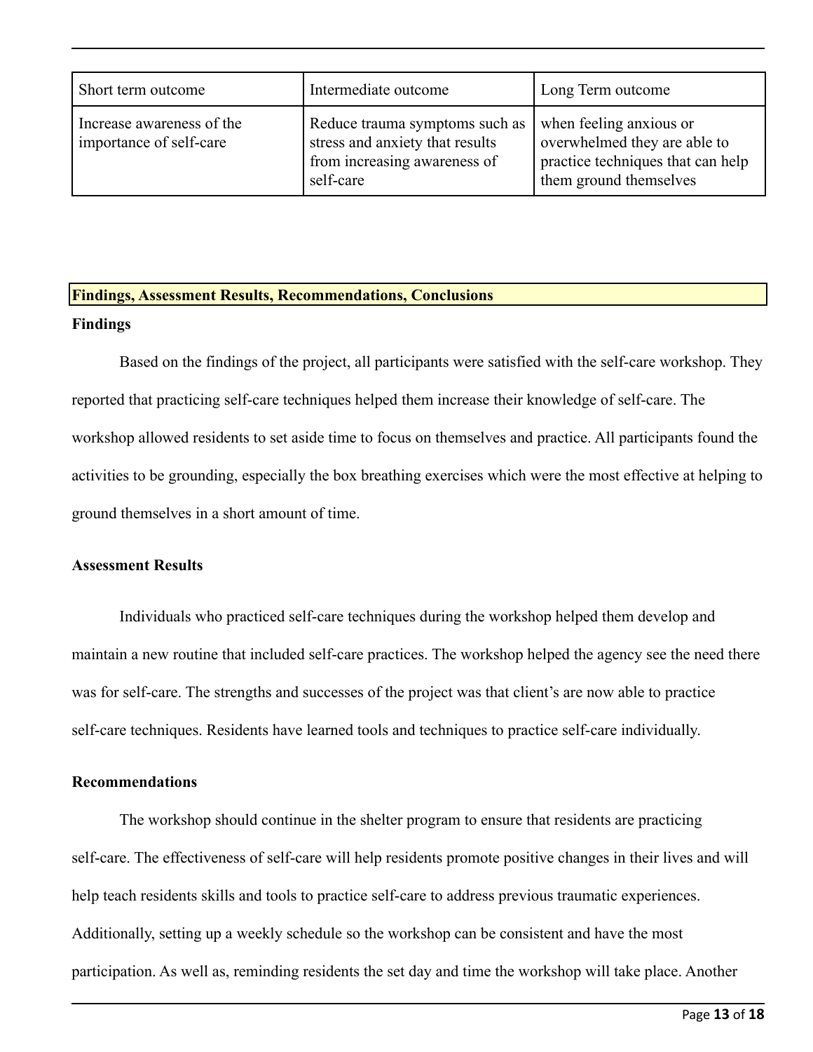| Short term outcome | Intermediate outcome | Long Term outcome |
| --- | --- | --- |
| Increase awareness of the importance of self-care | Reduce trauma symptoms such as stress and anxiety that results from increasing awareness of self-care | when feeling anxious or overwhelmed they are able to practice techniques that can help them ground themselves |

## Findings, Assessment Results, Recommendations, Conclusions

### Findings

Based on the findings of the project, all participants were satisfied with the self-care workshop. They reported that practicing self-care techniques helped them increase their knowledge of self-care. The workshop allowed residents to set aside time to focus on themselves and practice. All participants found the activities to be grounding, especially the box breathing exercises which were the most effective at helping to ground themselves in a short amount of time.

### Assessment Results

Individuals who practiced self-care techniques during the workshop helped them develop and maintain a new routine that included self-care practices. The workshop helped the agency see the need there was for self-care. The strengths and successes of the project was that client's are now able to practice self-care techniques. Residents have learned tools and techniques to practice self-care individually.

### Recommendations

The workshop should continue in the shelter program to ensure that residents are practicing self-care. The effectiveness of self-care will help residents promote positive changes in their lives and will help teach residents skills and tools to practice self-care to address previous traumatic experiences. Additionally, setting up a weekly schedule so the workshop can be consistent and have the most participation. As well as, reminding residents the set day and time the workshop will take place. Another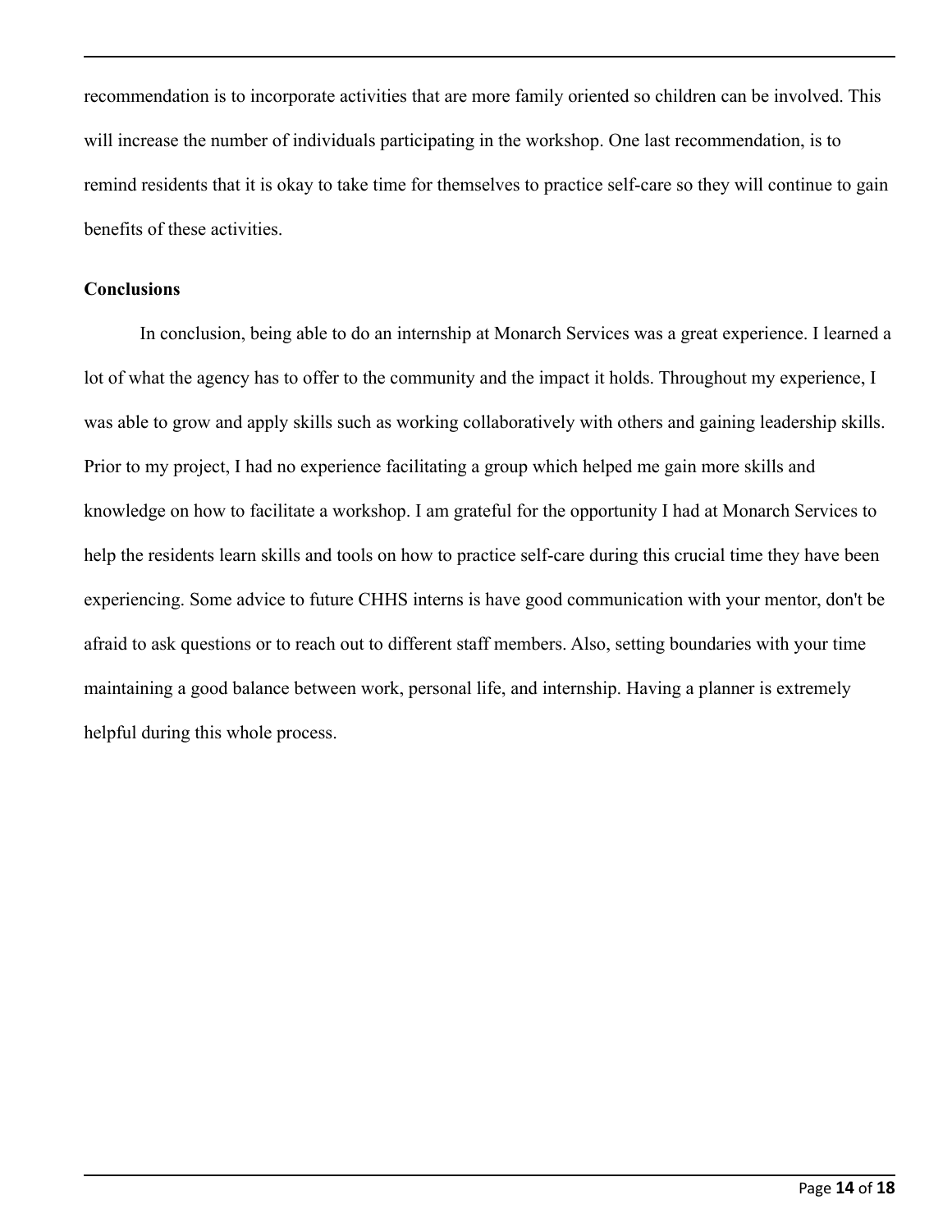recommendation is to incorporate activities that are more family oriented so children can be involved. This will increase the number of individuals participating in the workshop. One last recommendation, is to remind residents that it is okay to take time for themselves to practice self-care so they will continue to gain benefits of these activities.

**Conclusions**

In conclusion, being able to do an internship at Monarch Services was a great experience. I learned a lot of what the agency has to offer to the community and the impact it holds. Throughout my experience, I was able to grow and apply skills such as working collaboratively with others and gaining leadership skills. Prior to my project, I had no experience facilitating a group which helped me gain more skills and knowledge on how to facilitate a workshop. I am grateful for the opportunity I had at Monarch Services to help the residents learn skills and tools on how to practice self-care during this crucial time they have been experiencing. Some advice to future CHHS interns is have good communication with your mentor, don't be afraid to ask questions or to reach out to different staff members. Also, setting boundaries with your time maintaining a good balance between work, personal life, and internship. Having a planner is extremely helpful during this whole process.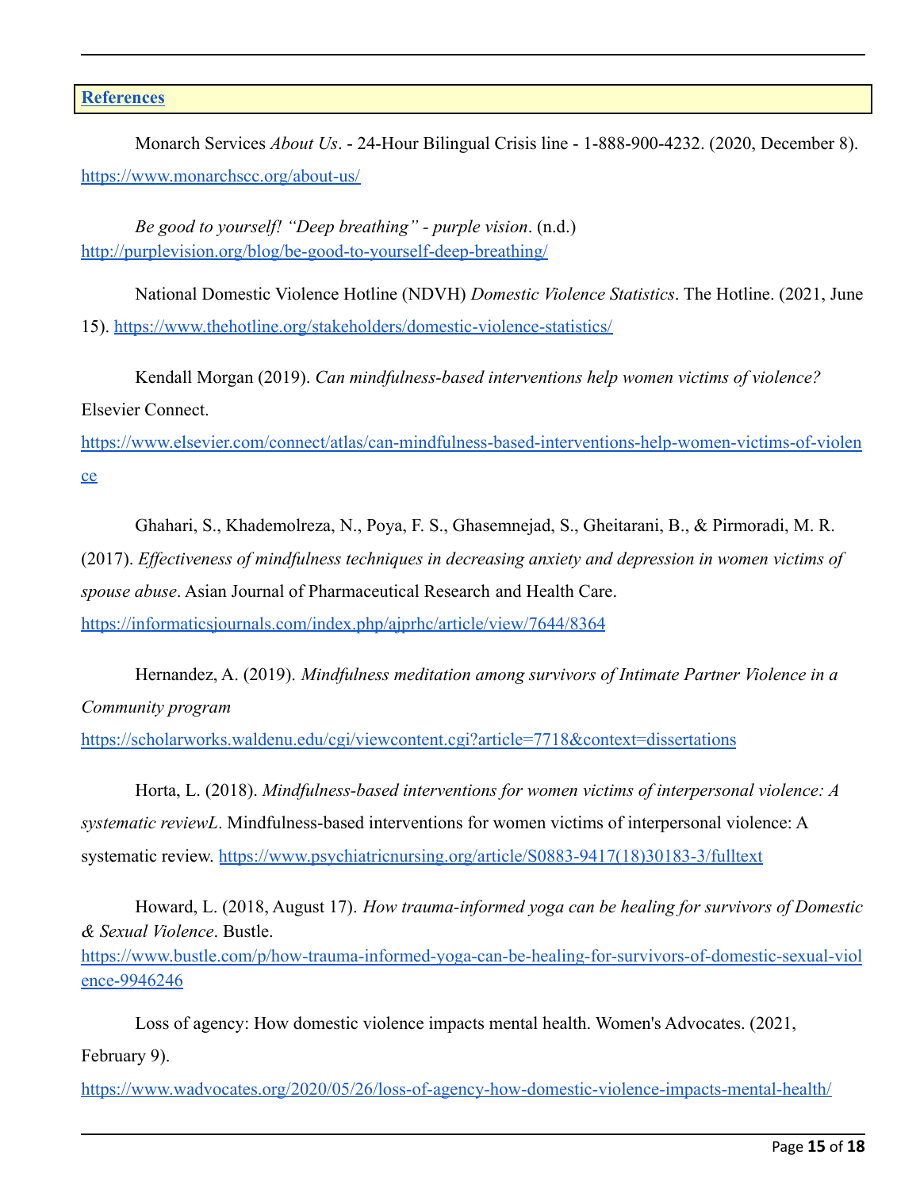## References

Monarch Services *About Us*. - 24-Hour Bilingual Crisis line - 1-888-900-4232. (2020, December 8). https://www.monarchscc.org/about-us/

*Be good to yourself! "Deep breathing" - purple vision*. (n.d.) http://purplevision.org/blog/be-good-to-yourself-deep-breathing/

National Domestic Violence Hotline (NDVH) *Domestic Violence Statistics*. The Hotline. (2021, June 15). https://www.thehotline.org/stakeholders/domestic-violence-statistics/

Kendall Morgan (2019). *Can mindfulness-based interventions help women victims of violence?* Elsevier Connect. https://www.elsevier.com/connect/atlas/can-mindfulness-based-interventions-help-women-victims-of-violence

Ghahari, S., Khademolreza, N., Poya, F. S., Ghasemnejad, S., Gheitarani, B., & Pirmoradi, M. R. (2017). *Effectiveness of mindfulness techniques in decreasing anxiety and depression in women victims of spouse abuse*. Asian Journal of Pharmaceutical Research and Health Care. https://informaticsjournals.com/index.php/ajprhc/article/view/7644/8364

Hernandez, A. (2019). *Mindfulness meditation among survivors of Intimate Partner Violence in a Community program* https://scholarworks.waldenu.edu/cgi/viewcontent.cgi?article=7718&context=dissertations

Horta, L. (2018). *Mindfulness-based interventions for women victims of interpersonal violence: A systematic reviewL*. Mindfulness-based interventions for women victims of interpersonal violence: A systematic review. https://www.psychiatricnursing.org/article/S0883-9417(18)30183-3/fulltext

Howard, L. (2018, August 17). *How trauma-informed yoga can be healing for survivors of Domestic & Sexual Violence*. Bustle. https://www.bustle.com/p/how-trauma-informed-yoga-can-be-healing-for-survivors-of-domestic-sexual-violence-9946246

Loss of agency: How domestic violence impacts mental health. Women's Advocates. (2021, February 9). https://www.wadvocates.org/2020/05/26/loss-of-agency-how-domestic-violence-impacts-mental-health/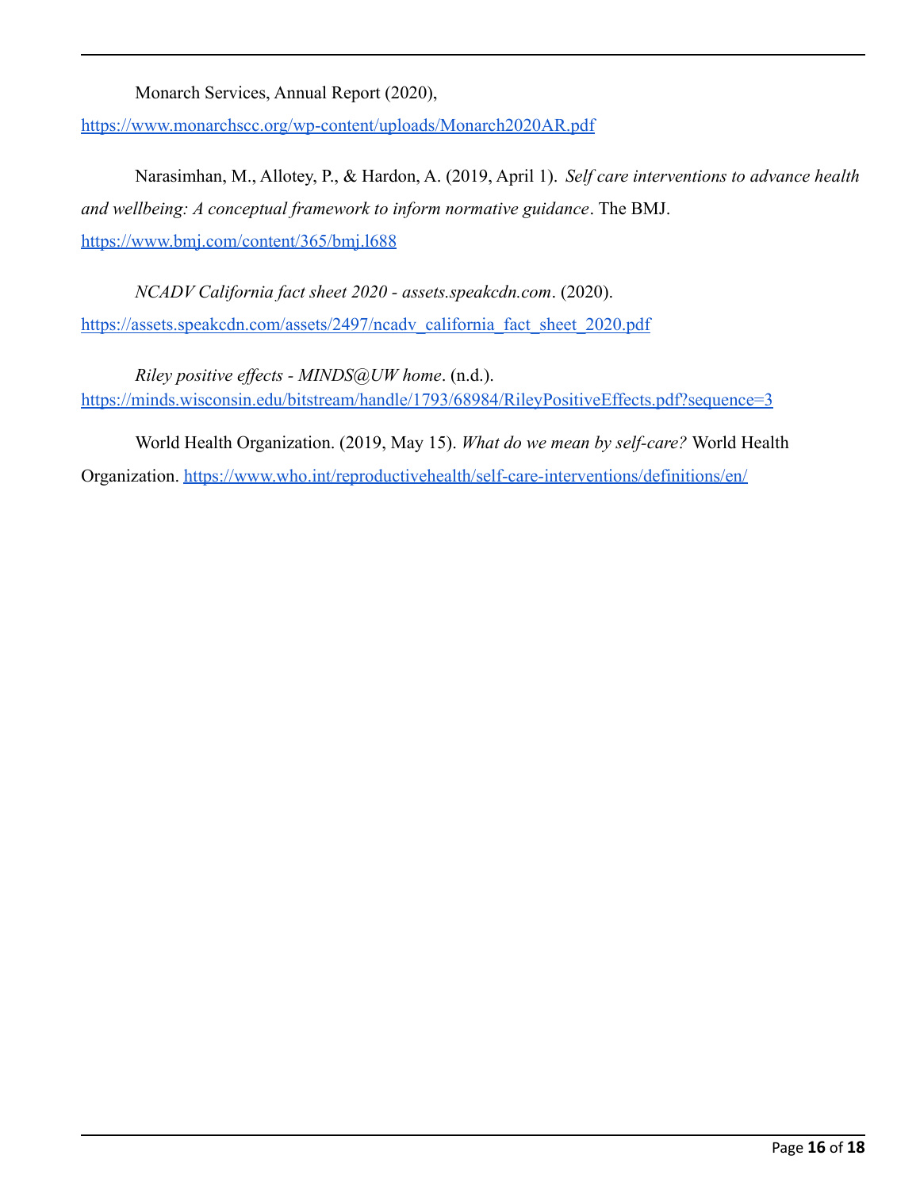Monarch Services, Annual Report (2020), https://www.monarchscc.org/wp-content/uploads/Monarch2020AR.pdf

Narasimhan, M., Allotey, P., & Hardon, A. (2019, April 1). *Self care interventions to advance health and wellbeing: A conceptual framework to inform normative guidance*. The BMJ. https://www.bmj.com/content/365/bmj.l688

*NCADV California fact sheet 2020 - assets.speakcdn.com*. (2020). https://assets.speakcdn.com/assets/2497/ncadv_california_fact_sheet_2020.pdf

*Riley positive effects - MINDS@UW home*. (n.d.). https://minds.wisconsin.edu/bitstream/handle/1793/68984/RileyPositiveEffects.pdf?sequence=3

World Health Organization. (2019, May 15). *What do we mean by self-care?* World Health Organization. https://www.who.int/reproductivehealth/self-care-interventions/definitions/en/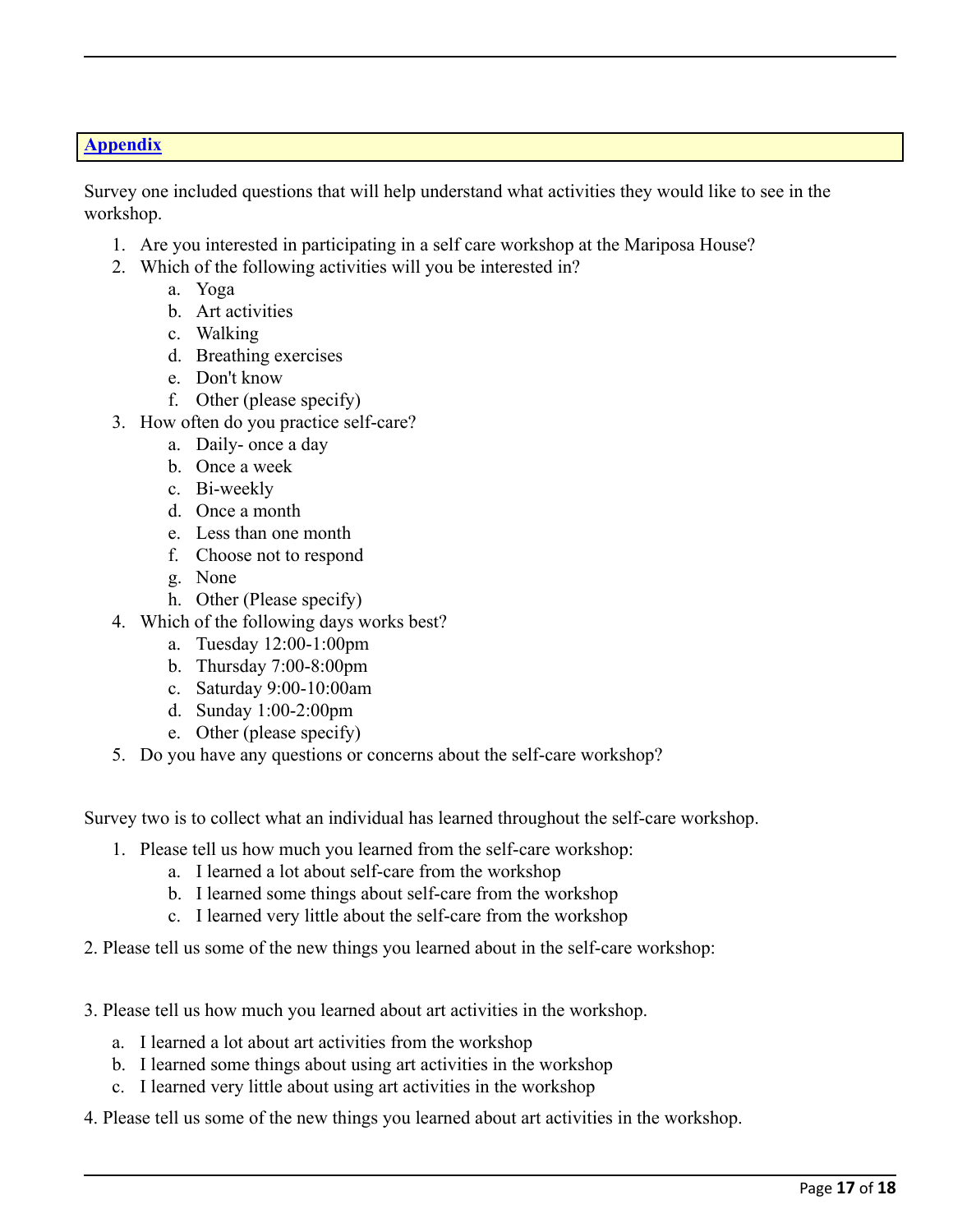## Appendix

Survey one included questions that will help understand what activities they would like to see in the workshop.

1. Are you interested in participating in a self care workshop at the Mariposa House?
2. Which of the following activities will you be interested in?
    a. Yoga
    b. Art activities
    c. Walking
    d. Breathing exercises
    e. Don't know
    f. Other (please specify)
3. How often do you practice self-care?
    a. Daily- once a day
    b. Once a week
    c. Bi-weekly
    d. Once a month
    e. Less than one month
    f. Choose not to respond
    g. None
    h. Other (Please specify)
4. Which of the following days works best?
    a. Tuesday 12:00-1:00pm
    b. Thursday 7:00-8:00pm
    c. Saturday 9:00-10:00am
    d. Sunday 1:00-2:00pm
    e. Other (please specify)
5. Do you have any questions or concerns about the self-care workshop?

Survey two is to collect what an individual has learned throughout the self-care workshop.

1. Please tell us how much you learned from the self-care workshop:
    a. I learned a lot about self-care from the workshop
    b. I learned some things about self-care from the workshop
    c. I learned very little about the self-care from the workshop

2. Please tell us some of the new things you learned about in the self-care workshop:

3. Please tell us how much you learned about art activities in the workshop.

a. I learned a lot about art activities from the workshop
b. I learned some things about using art activities in the workshop
c. I learned very little about using art activities in the workshop

4. Please tell us some of the new things you learned about art activities in the workshop.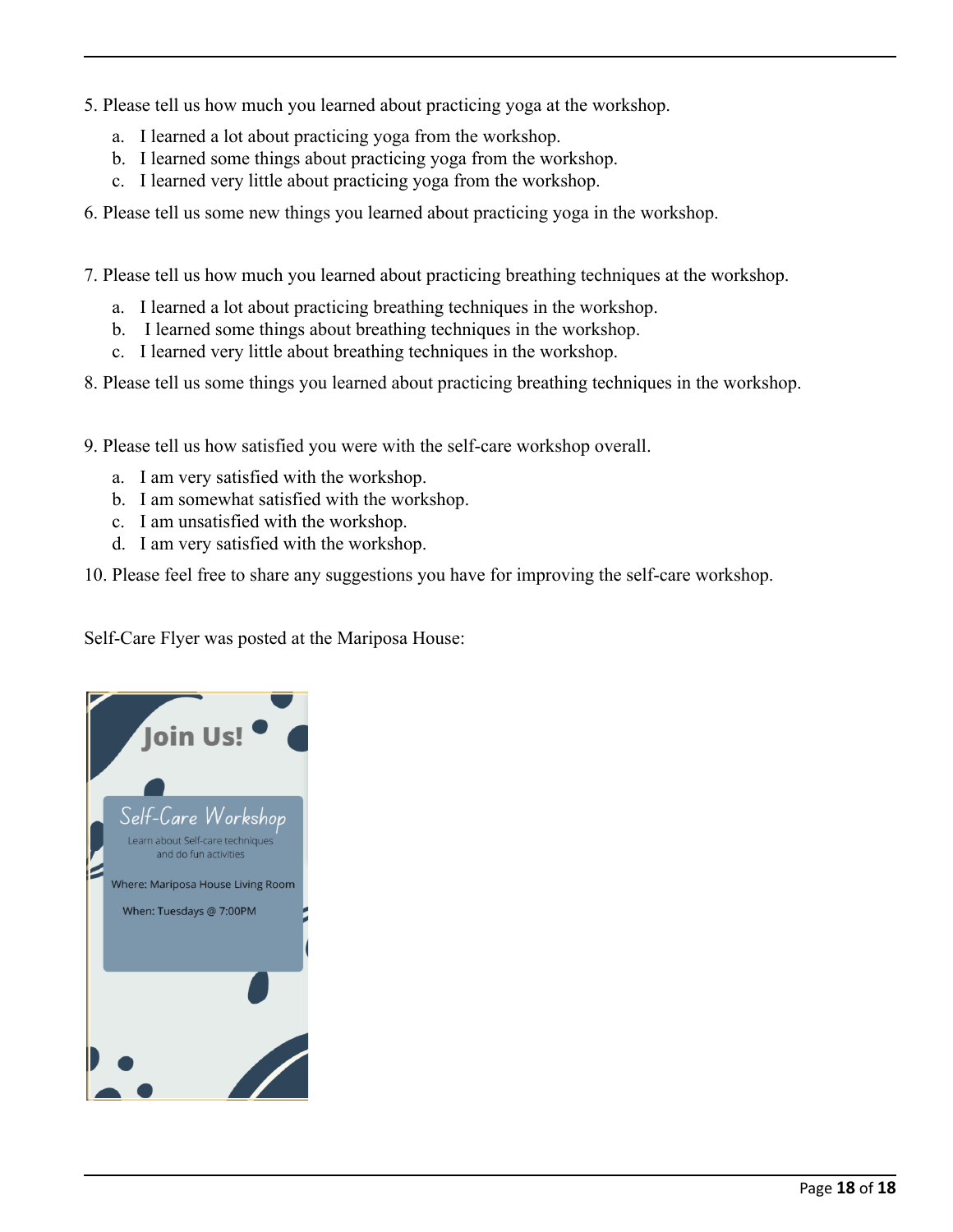5. Please tell us how much you learned about practicing yoga at the workshop.

   a. I learned a lot about practicing yoga from the workshop.
   b. I learned some things about practicing yoga from the workshop.
   c. I learned very little about practicing yoga from the workshop.

6. Please tell us some new things you learned about practicing yoga in the workshop.

7. Please tell us how much you learned about practicing breathing techniques at the workshop.

   a. I learned a lot about practicing breathing techniques in the workshop.
   b. I learned some things about breathing techniques in the workshop.
   c. I learned very little about breathing techniques in the workshop.

8. Please tell us some things you learned about practicing breathing techniques in the workshop.

9. Please tell us how satisfied you were with the self-care workshop overall.

   a. I am very satisfied with the workshop.
   b. I am somewhat satisfied with the workshop.
   c. I am unsatisfied with the workshop.
   d. I am very satisfied with the workshop.

10. Please feel free to share any suggestions you have for improving the self-care workshop.

Self-Care Flyer was posted at the Mariposa House:

Join Us!

Self-Care Workshop

Learn about Self-care techniques and do fun activities

Where: Mariposa House Living Room

When: Tuesdays @ 7:00PM